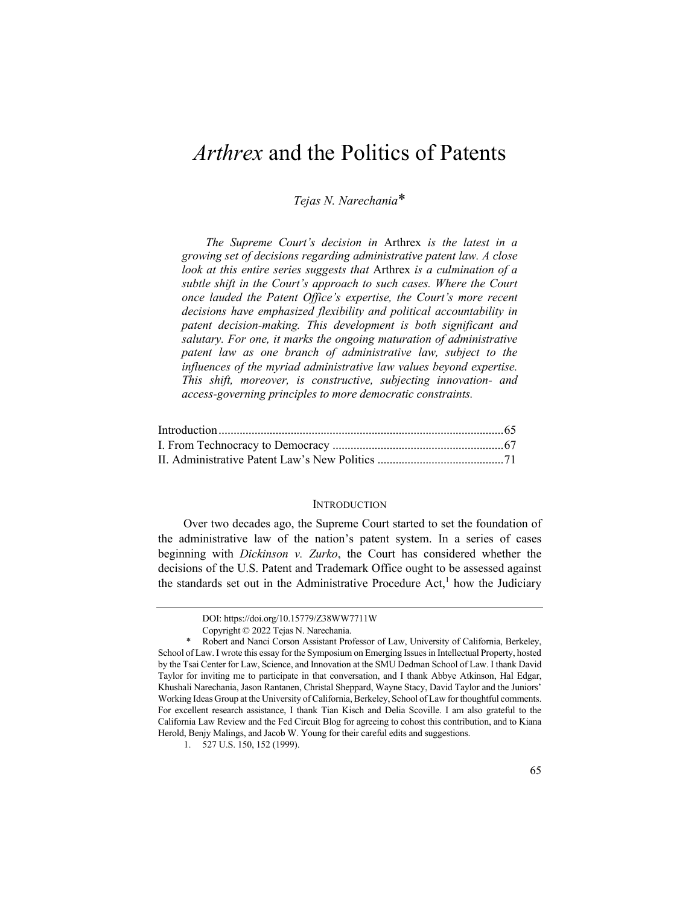# *Arthrex* and the Politics of Patents

*Tejas N. Narechania*\*

*The Supreme Court's decision in* Arthrex *is the latest in a growing set of decisions regarding administrative patent law. A close look at this entire series suggests that* Arthrex *is a culmination of a subtle shift in the Court's approach to such cases. Where the Court once lauded the Patent Office's expertise, the Court's more recent decisions have emphasized flexibility and political accountability in patent decision-making. This development is both significant and salutary. For one, it marks the ongoing maturation of administrative patent law as one branch of administrative law, subject to the influences of the myriad administrative law values beyond expertise. This shift, moreover, is constructive, subjecting innovation- and access-governing principles to more democratic constraints.*

Introduction .............................................................................................65
I. From Technocracy to Democracy .........................................................67
II. Administrative Patent Law's New Politics ..........................................71

## Introduction

Over two decades ago, the Supreme Court started to set the foundation of the administrative law of the nation's patent system. In a series of cases beginning with *Dickinson v. Zurko*, the Court has considered whether the decisions of the U.S. Patent and Trademark Office ought to be assessed against the standards set out in the Administrative Procedure Act,[1] how the Judiciary

---

DOI: https://doi.org/10.15779/Z38WW7711W

Copyright © 2022 Tejas N. Narechania.

\* Robert and Nanci Corson Assistant Professor of Law, University of California, Berkeley, School of Law. I wrote this essay for the Symposium on Emerging Issues in Intellectual Property, hosted by the Tsai Center for Law, Science, and Innovation at the SMU Dedman School of Law. I thank David Taylor for inviting me to participate in that conversation, and I thank Abbye Atkinson, Hal Edgar, Khushali Narechania, Jason Rantanen, Christal Sheppard, Wayne Stacy, David Taylor and the Juniors' Working Ideas Group at the University of California, Berkeley, School of Law for thoughtful comments. For excellent research assistance, I thank Tian Kisch and Delia Scoville. I am also grateful to the California Law Review and the Fed Circuit Blog for agreeing to cohost this contribution, and to Kiana Herold, Benjy Malings, and Jacob W. Young for their careful edits and suggestions.

1. 527 U.S. 150, 152 (1999).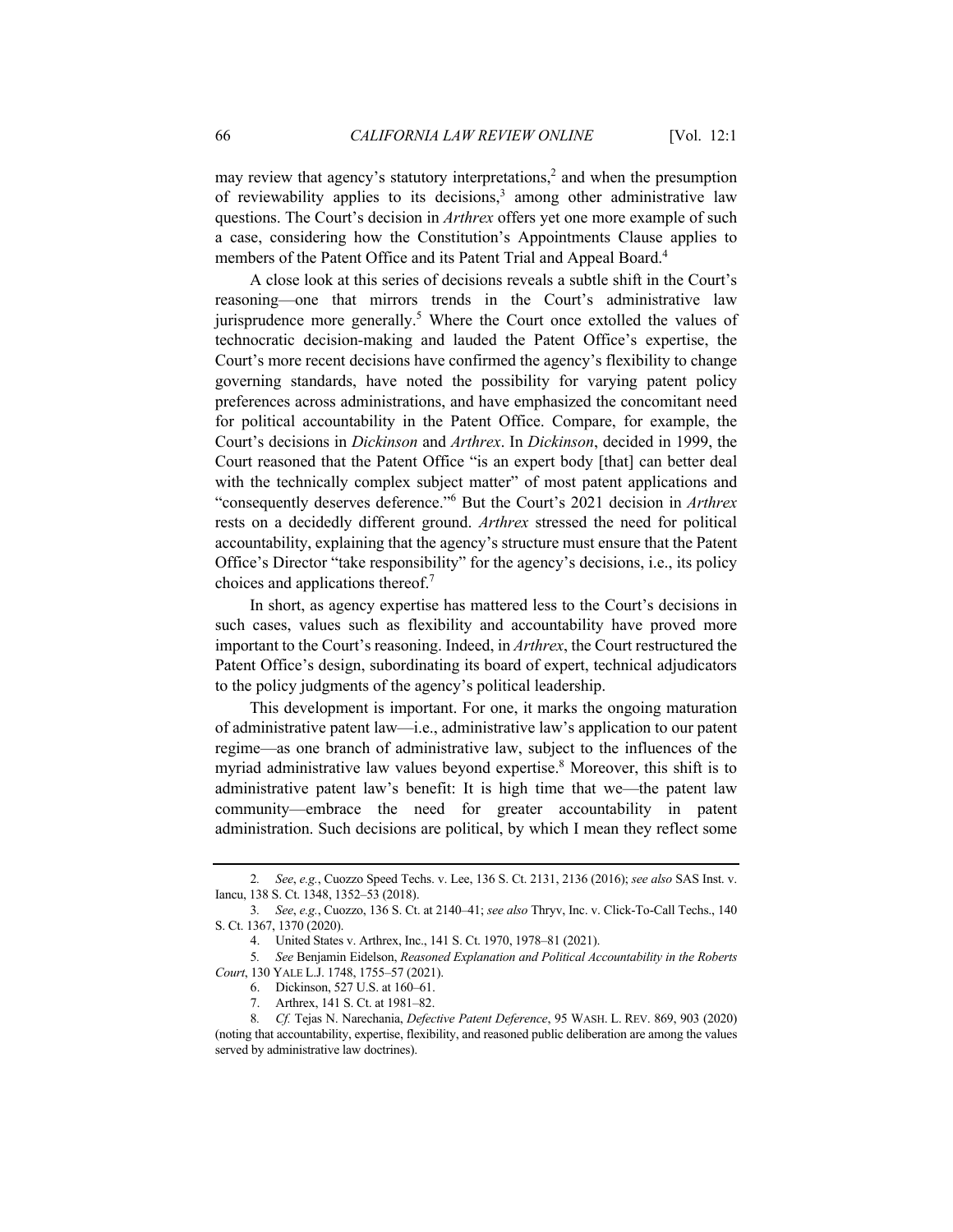may review that agency's statutory interpretations,[2] and when the presumption of reviewability applies to its decisions,[3] among other administrative law questions. The Court's decision in *Arthrex* offers yet one more example of such a case, considering how the Constitution's Appointments Clause applies to members of the Patent Office and its Patent Trial and Appeal Board.[4]

A close look at this series of decisions reveals a subtle shift in the Court's reasoning—one that mirrors trends in the Court's administrative law jurisprudence more generally.[5] Where the Court once extolled the values of technocratic decision-making and lauded the Patent Office's expertise, the Court's more recent decisions have confirmed the agency's flexibility to change governing standards, have noted the possibility for varying patent policy preferences across administrations, and have emphasized the concomitant need for political accountability in the Patent Office. Compare, for example, the Court's decisions in *Dickinson* and *Arthrex*. In *Dickinson*, decided in 1999, the Court reasoned that the Patent Office "is an expert body [that] can better deal with the technically complex subject matter" of most patent applications and "consequently deserves deference."[6] But the Court's 2021 decision in *Arthrex* rests on a decidedly different ground. *Arthrex* stressed the need for political accountability, explaining that the agency's structure must ensure that the Patent Office's Director "take responsibility" for the agency's decisions, i.e., its policy choices and applications thereof.[7]

In short, as agency expertise has mattered less to the Court's decisions in such cases, values such as flexibility and accountability have proved more important to the Court's reasoning. Indeed, in *Arthrex*, the Court restructured the Patent Office's design, subordinating its board of expert, technical adjudicators to the policy judgments of the agency's political leadership.

This development is important. For one, it marks the ongoing maturation of administrative patent law—i.e., administrative law's application to our patent regime—as one branch of administrative law, subject to the influences of the myriad administrative law values beyond expertise.[8] Moreover, this shift is to administrative patent law's benefit: It is high time that we—the patent law community—embrace the need for greater accountability in patent administration. Such decisions are political, by which I mean they reflect some

---

2. *See, e.g.*, Cuozzo Speed Techs. v. Lee, 136 S. Ct. 2131, 2136 (2016); *see also* SAS Inst. v. Iancu, 138 S. Ct. 1348, 1352–53 (2018).

3. *See, e.g.*, Cuozzo, 136 S. Ct. at 2140–41; *see also* Thryv, Inc. v. Click-To-Call Techs., 140 S. Ct. 1367, 1370 (2020).

4. United States v. Arthrex, Inc., 141 S. Ct. 1970, 1978–81 (2021).

5. *See* Benjamin Eidelson, *Reasoned Explanation and Political Accountability in the Roberts Court*, 130 YALE L.J. 1748, 1755–57 (2021).

6. Dickinson, 527 U.S. at 160–61.

7. Arthrex, 141 S. Ct. at 1981–82.

8. *Cf.* Tejas N. Narechania, *Defective Patent Deference*, 95 WASH. L. REV. 869, 903 (2020) (noting that accountability, expertise, flexibility, and reasoned public deliberation are among the values served by administrative law doctrines).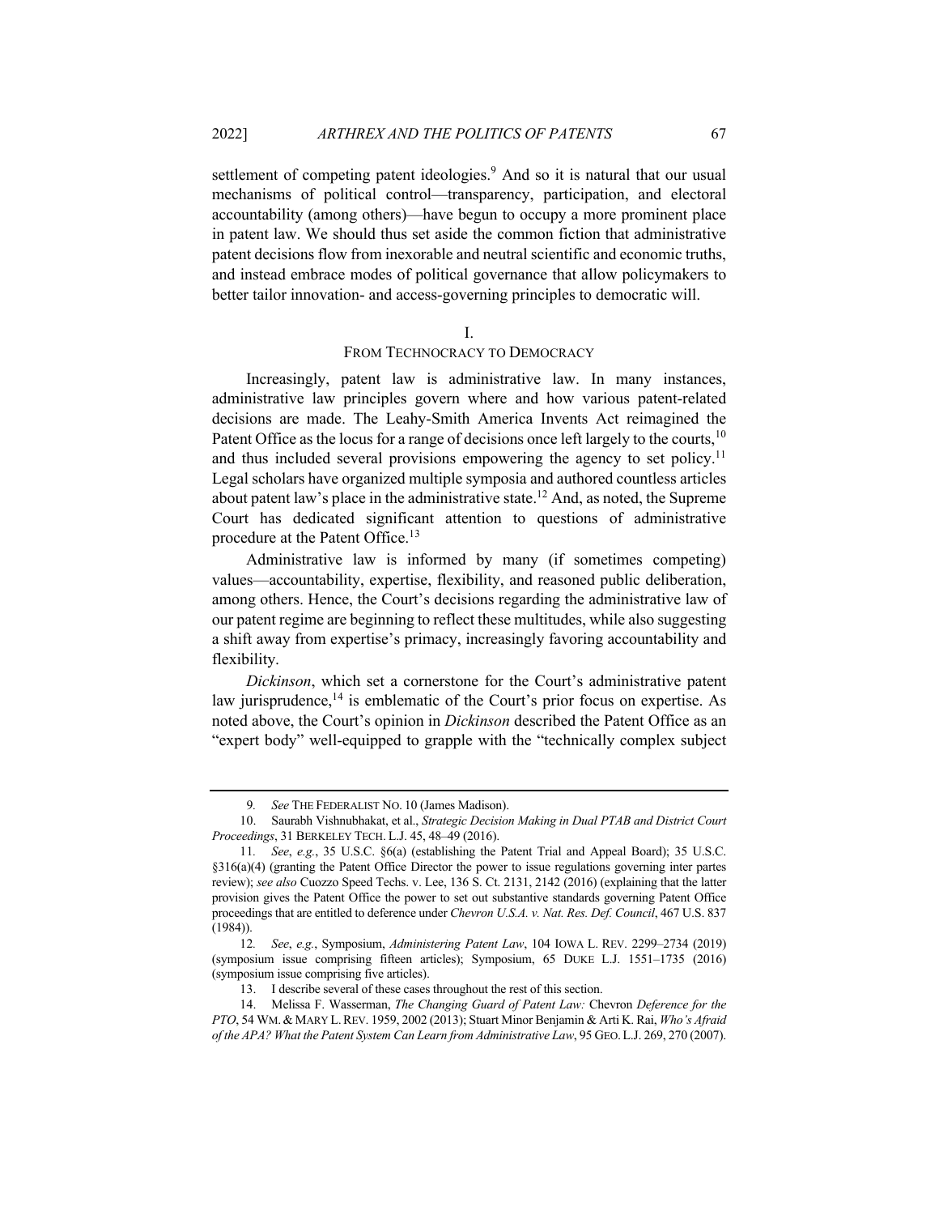settlement of competing patent ideologies.[9] And so it is natural that our usual mechanisms of political control—transparency, participation, and electoral accountability (among others)—have begun to occupy a more prominent place in patent law. We should thus set aside the common fiction that administrative patent decisions flow from inexorable and neutral scientific and economic truths, and instead embrace modes of political governance that allow policymakers to better tailor innovation- and access-governing principles to democratic will.

## I.
## FROM TECHNOCRACY TO DEMOCRACY

Increasingly, patent law is administrative law. In many instances, administrative law principles govern where and how various patent-related decisions are made. The Leahy-Smith America Invents Act reimagined the Patent Office as the locus for a range of decisions once left largely to the courts,[10] and thus included several provisions empowering the agency to set policy.[11] Legal scholars have organized multiple symposia and authored countless articles about patent law's place in the administrative state.[12] And, as noted, the Supreme Court has dedicated significant attention to questions of administrative procedure at the Patent Office.[13]

Administrative law is informed by many (if sometimes competing) values—accountability, expertise, flexibility, and reasoned public deliberation, among others. Hence, the Court's decisions regarding the administrative law of our patent regime are beginning to reflect these multitudes, while also suggesting a shift away from expertise's primacy, increasingly favoring accountability and flexibility.

*Dickinson*, which set a cornerstone for the Court's administrative patent law jurisprudence,[14] is emblematic of the Court's prior focus on expertise. As noted above, the Court's opinion in *Dickinson* described the Patent Office as an "expert body" well-equipped to grapple with the "technically complex subject

---

9. *See* THE FEDERALIST NO. 10 (James Madison).

10. Saurabh Vishnubhakat, et al., *Strategic Decision Making in Dual PTAB and District Court Proceedings*, 31 BERKELEY TECH. L.J. 45, 48–49 (2016).

11. *See*, *e.g.*, 35 U.S.C. §6(a) (establishing the Patent Trial and Appeal Board); 35 U.S.C. §316(a)(4) (granting the Patent Office Director the power to issue regulations governing inter partes review); *see also* Cuozzo Speed Techs. v. Lee, 136 S. Ct. 2131, 2142 (2016) (explaining that the latter provision gives the Patent Office the power to set out substantive standards governing Patent Office proceedings that are entitled to deference under *Chevron U.S.A. v. Nat. Res. Def. Council*, 467 U.S. 837 (1984)).

12. *See*, *e.g.*, Symposium, *Administering Patent Law*, 104 IOWA L. REV. 2299–2734 (2019) (symposium issue comprising fifteen articles); Symposium, 65 DUKE L.J. 1551–1735 (2016) (symposium issue comprising five articles).

13. I describe several of these cases throughout the rest of this section.

14. Melissa F. Wasserman, *The Changing Guard of Patent Law:* Chevron *Deference for the PTO*, 54 WM. & MARY L. REV. 1959, 2002 (2013); Stuart Minor Benjamin & Arti K. Rai, *Who's Afraid of the APA? What the Patent System Can Learn from Administrative Law*, 95 GEO. L.J. 269, 270 (2007).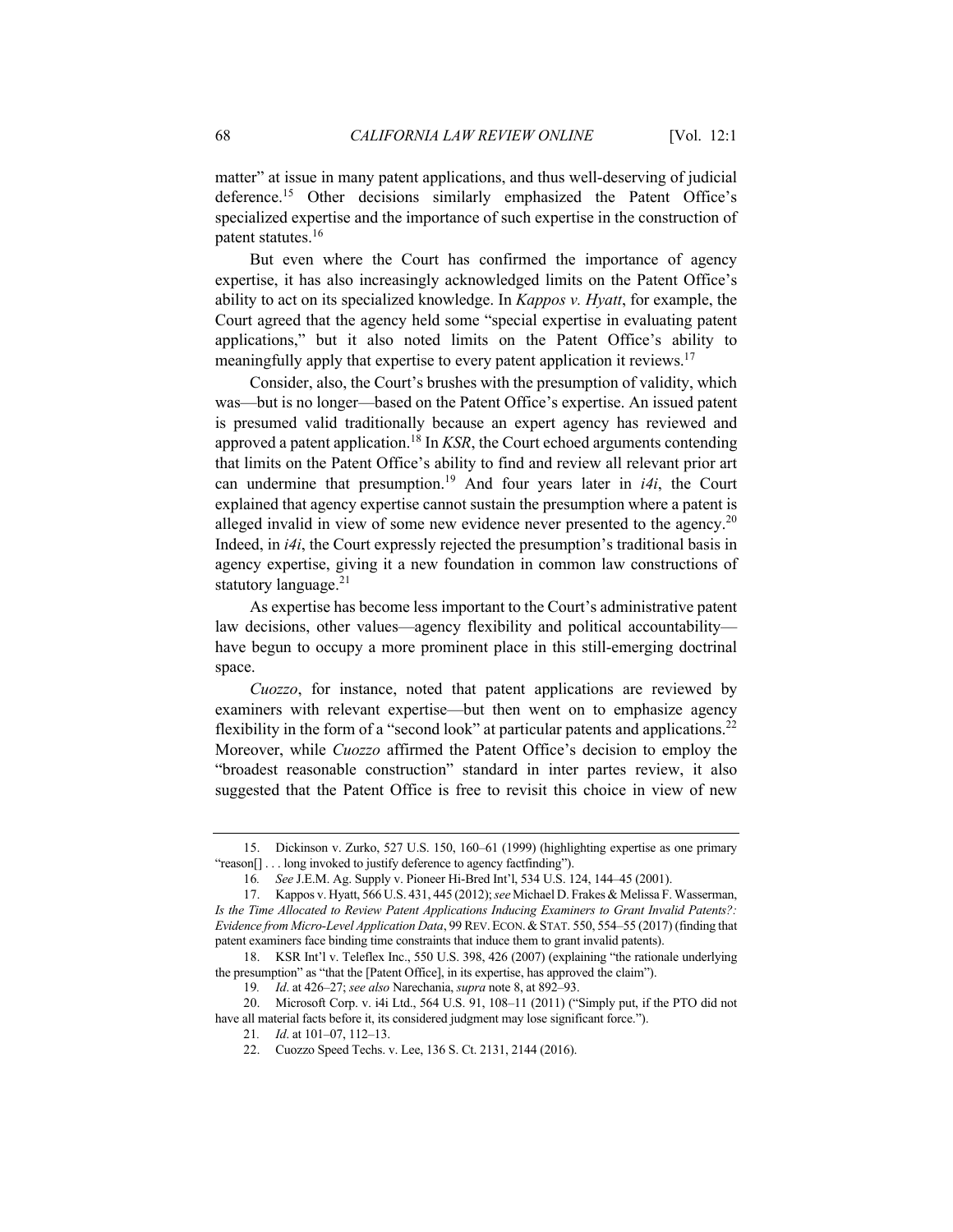matter" at issue in many patent applications, and thus well-deserving of judicial deference.[15] Other decisions similarly emphasized the Patent Office's specialized expertise and the importance of such expertise in the construction of patent statutes.[16]

But even where the Court has confirmed the importance of agency expertise, it has also increasingly acknowledged limits on the Patent Office's ability to act on its specialized knowledge. In *Kappos v. Hyatt*, for example, the Court agreed that the agency held some "special expertise in evaluating patent applications," but it also noted limits on the Patent Office's ability to meaningfully apply that expertise to every patent application it reviews.[17]

Consider, also, the Court's brushes with the presumption of validity, which was—but is no longer—based on the Patent Office's expertise. An issued patent is presumed valid traditionally because an expert agency has reviewed and approved a patent application.[18] In *KSR*, the Court echoed arguments contending that limits on the Patent Office's ability to find and review all relevant prior art can undermine that presumption.[19] And four years later in *i4i*, the Court explained that agency expertise cannot sustain the presumption where a patent is alleged invalid in view of some new evidence never presented to the agency.[20] Indeed, in *i4i*, the Court expressly rejected the presumption's traditional basis in agency expertise, giving it a new foundation in common law constructions of statutory language.[21]

As expertise has become less important to the Court's administrative patent law decisions, other values—agency flexibility and political accountability—have begun to occupy a more prominent place in this still-emerging doctrinal space.

*Cuozzo*, for instance, noted that patent applications are reviewed by examiners with relevant expertise—but then went on to emphasize agency flexibility in the form of a "second look" at particular patents and applications.[22] Moreover, while *Cuozzo* affirmed the Patent Office's decision to employ the "broadest reasonable construction" standard in inter partes review, it also suggested that the Patent Office is free to revisit this choice in view of new

---

15. Dickinson v. Zurko, 527 U.S. 150, 160–61 (1999) (highlighting expertise as one primary "reason[] . . . long invoked to justify deference to agency factfinding").

16. *See* J.E.M. Ag. Supply v. Pioneer Hi-Bred Int'l, 534 U.S. 124, 144–45 (2001).

17. Kappos v. Hyatt, 566 U.S. 431, 445 (2012); *see* Michael D. Frakes & Melissa F. Wasserman, *Is the Time Allocated to Review Patent Applications Inducing Examiners to Grant Invalid Patents?: Evidence from Micro-Level Application Data*, 99 REV. ECON. & STAT. 550, 554–55 (2017) (finding that patent examiners face binding time constraints that induce them to grant invalid patents).

18. KSR Int'l v. Teleflex Inc., 550 U.S. 398, 426 (2007) (explaining "the rationale underlying the presumption" as "that the [Patent Office], in its expertise, has approved the claim").

19. *Id*. at 426–27; *see also* Narechania, *supra* note 8, at 892–93.

20. Microsoft Corp. v. i4i Ltd., 564 U.S. 91, 108–11 (2011) ("Simply put, if the PTO did not have all material facts before it, its considered judgment may lose significant force.").

21. *Id*. at 101–07, 112–13.

22. Cuozzo Speed Techs. v. Lee, 136 S. Ct. 2131, 2144 (2016).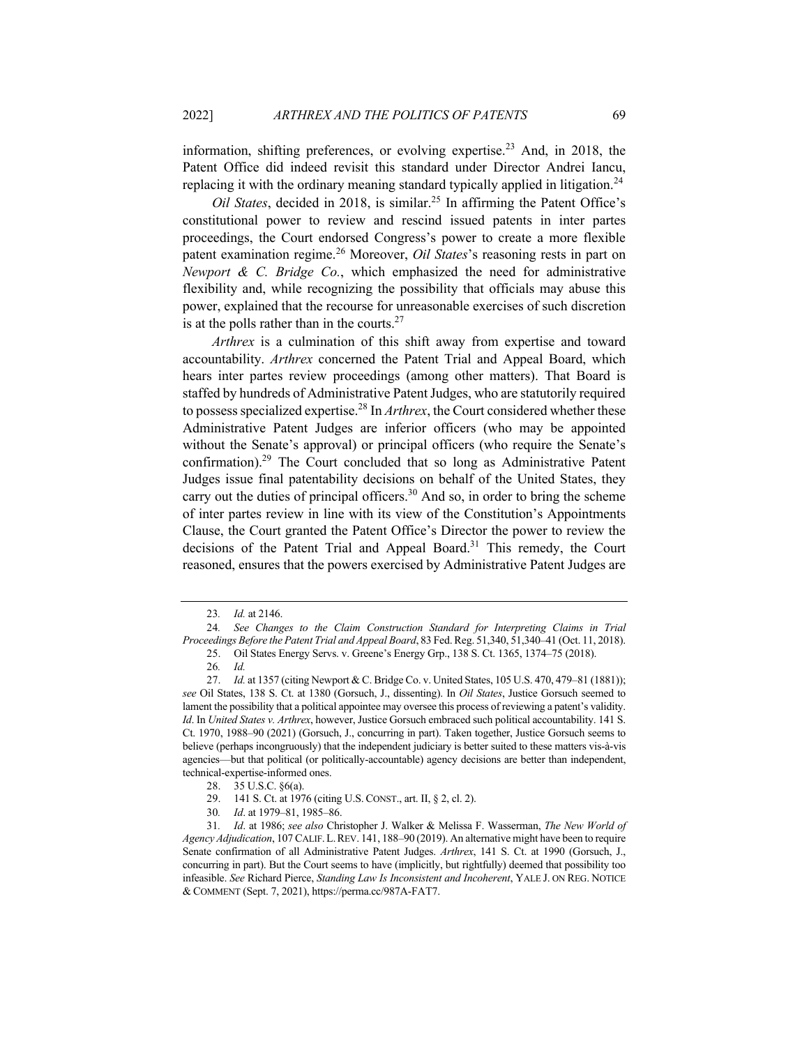information, shifting preferences, or evolving expertise.[23] And, in 2018, the Patent Office did indeed revisit this standard under Director Andrei Iancu, replacing it with the ordinary meaning standard typically applied in litigation.[24]

*Oil States*, decided in 2018, is similar.[25] In affirming the Patent Office's constitutional power to review and rescind issued patents in inter partes proceedings, the Court endorsed Congress's power to create a more flexible patent examination regime.[26] Moreover, *Oil States*'s reasoning rests in part on *Newport & C. Bridge Co.*, which emphasized the need for administrative flexibility and, while recognizing the possibility that officials may abuse this power, explained that the recourse for unreasonable exercises of such discretion is at the polls rather than in the courts.[27]

*Arthrex* is a culmination of this shift away from expertise and toward accountability. *Arthrex* concerned the Patent Trial and Appeal Board, which hears inter partes review proceedings (among other matters). That Board is staffed by hundreds of Administrative Patent Judges, who are statutorily required to possess specialized expertise.[28] In *Arthrex*, the Court considered whether these Administrative Patent Judges are inferior officers (who may be appointed without the Senate's approval) or principal officers (who require the Senate's confirmation).[29] The Court concluded that so long as Administrative Patent Judges issue final patentability decisions on behalf of the United States, they carry out the duties of principal officers.[30] And so, in order to bring the scheme of inter partes review in line with its view of the Constitution's Appointments Clause, the Court granted the Patent Office's Director the power to review the decisions of the Patent Trial and Appeal Board.[31] This remedy, the Court reasoned, ensures that the powers exercised by Administrative Patent Judges are

---

23. *Id.* at 2146.

24. *See Changes to the Claim Construction Standard for Interpreting Claims in Trial Proceedings Before the Patent Trial and Appeal Board*, 83 Fed. Reg. 51,340, 51,340–41 (Oct. 11, 2018).

25. Oil States Energy Servs. v. Greene's Energy Grp., 138 S. Ct. 1365, 1374–75 (2018).

26. *Id.*

27. *Id.* at 1357 (citing Newport & C. Bridge Co. v. United States, 105 U.S. 470, 479–81 (1881)); *see* Oil States, 138 S. Ct. at 1380 (Gorsuch, J., dissenting). In *Oil States*, Justice Gorsuch seemed to lament the possibility that a political appointee may oversee this process of reviewing a patent's validity. *Id*. In *United States v. Arthrex*, however, Justice Gorsuch embraced such political accountability. 141 S. Ct. 1970, 1988–90 (2021) (Gorsuch, J., concurring in part). Taken together, Justice Gorsuch seems to believe (perhaps incongruously) that the independent judiciary is better suited to these matters vis-à-vis agencies—but that political (or politically-accountable) agency decisions are better than independent, technical-expertise-informed ones.

28. 35 U.S.C. §6(a).

29. 141 S. Ct. at 1976 (citing U.S. CONST., art. II, § 2, cl. 2).

30. *Id*. at 1979–81, 1985–86.

31. *Id*. at 1986; *see also* Christopher J. Walker & Melissa F. Wasserman, *The New World of Agency Adjudication*, 107 CALIF. L. REV. 141, 188–90 (2019). An alternative might have been to require Senate confirmation of all Administrative Patent Judges. *Arthrex*, 141 S. Ct. at 1990 (Gorsuch, J., concurring in part). But the Court seems to have (implicitly, but rightfully) deemed that possibility too infeasible. *See* Richard Pierce, *Standing Law Is Inconsistent and Incoherent*, YALE J. ON REG. NOTICE & COMMENT (Sept. 7, 2021), https://perma.cc/987A-FAT7.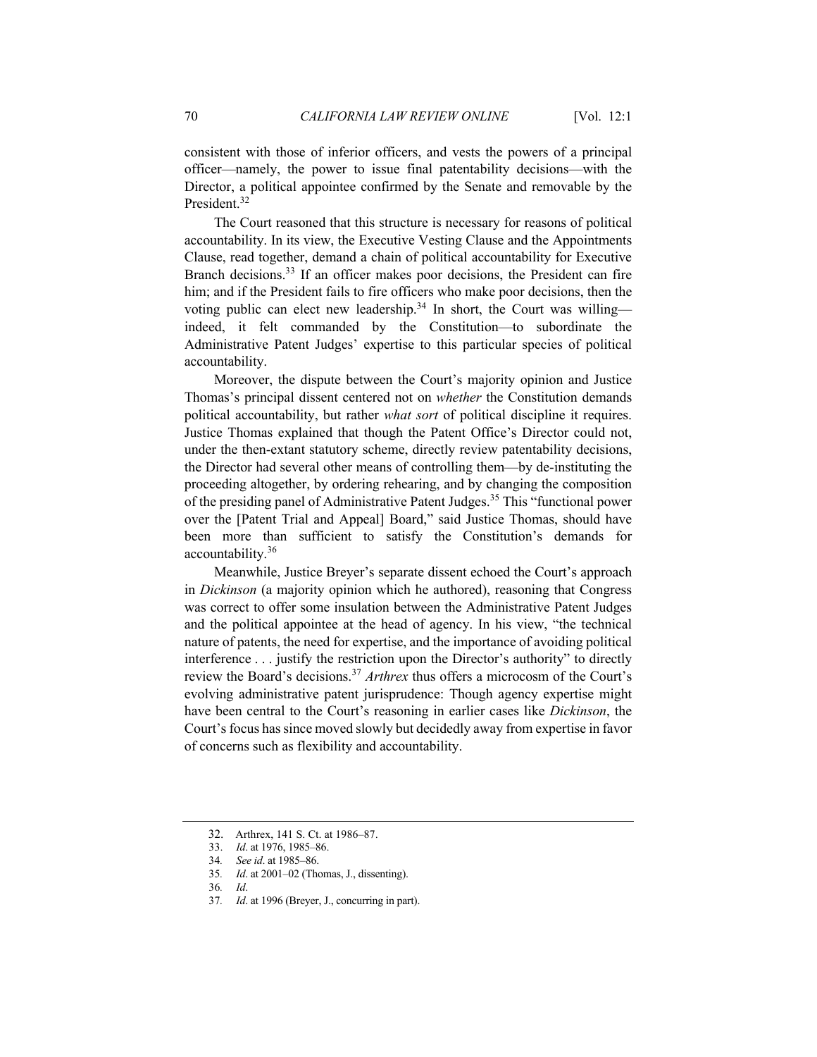consistent with those of inferior officers, and vests the powers of a principal officer—namely, the power to issue final patentability decisions—with the Director, a political appointee confirmed by the Senate and removable by the President.[32]

The Court reasoned that this structure is necessary for reasons of political accountability. In its view, the Executive Vesting Clause and the Appointments Clause, read together, demand a chain of political accountability for Executive Branch decisions.[33] If an officer makes poor decisions, the President can fire him; and if the President fails to fire officers who make poor decisions, then the voting public can elect new leadership.[34] In short, the Court was willing—indeed, it felt commanded by the Constitution—to subordinate the Administrative Patent Judges' expertise to this particular species of political accountability.

Moreover, the dispute between the Court's majority opinion and Justice Thomas's principal dissent centered not on *whether* the Constitution demands political accountability, but rather *what sort* of political discipline it requires. Justice Thomas explained that though the Patent Office's Director could not, under the then-extant statutory scheme, directly review patentability decisions, the Director had several other means of controlling them—by de-instituting the proceeding altogether, by ordering rehearing, and by changing the composition of the presiding panel of Administrative Patent Judges.[35] This "functional power over the [Patent Trial and Appeal] Board," said Justice Thomas, should have been more than sufficient to satisfy the Constitution's demands for accountability.[36]

Meanwhile, Justice Breyer's separate dissent echoed the Court's approach in *Dickinson* (a majority opinion which he authored), reasoning that Congress was correct to offer some insulation between the Administrative Patent Judges and the political appointee at the head of agency. In his view, "the technical nature of patents, the need for expertise, and the importance of avoiding political interference . . . justify the restriction upon the Director's authority" to directly review the Board's decisions.[37] *Arthrex* thus offers a microcosm of the Court's evolving administrative patent jurisprudence: Though agency expertise might have been central to the Court's reasoning in earlier cases like *Dickinson*, the Court's focus has since moved slowly but decidedly away from expertise in favor of concerns such as flexibility and accountability.

---

32. Arthrex, 141 S. Ct. at 1986–87.
33. *Id*. at 1976, 1985–86.
34. *See id*. at 1985–86.
35. *Id*. at 2001–02 (Thomas, J., dissenting).
36. *Id*.
37. *Id*. at 1996 (Breyer, J., concurring in part).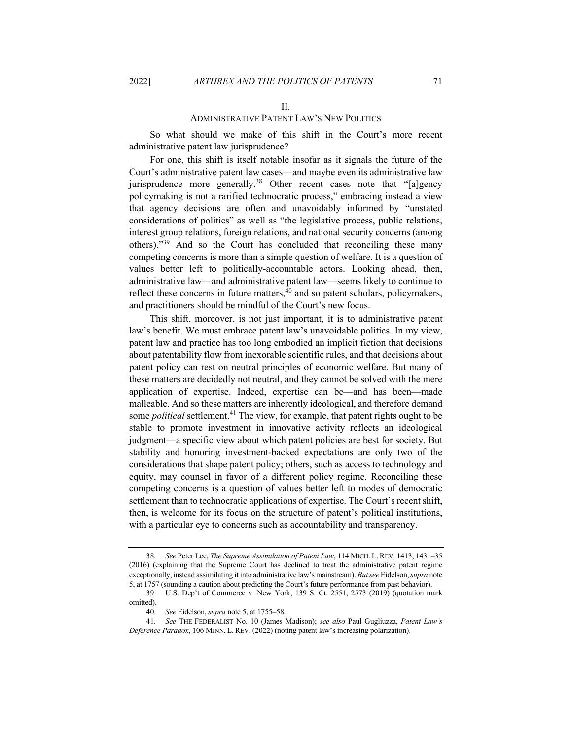## II.
## ADMINISTRATIVE PATENT LAW'S NEW POLITICS

So what should we make of this shift in the Court's more recent administrative patent law jurisprudence?

For one, this shift is itself notable insofar as it signals the future of the Court's administrative patent law cases—and maybe even its administrative law jurisprudence more generally.[38] Other recent cases note that "[a]gency policymaking is not a rarified technocratic process," embracing instead a view that agency decisions are often and unavoidably informed by "unstated considerations of politics" as well as "the legislative process, public relations, interest group relations, foreign relations, and national security concerns (among others)."[39] And so the Court has concluded that reconciling these many competing concerns is more than a simple question of welfare. It is a question of values better left to politically-accountable actors. Looking ahead, then, administrative law—and administrative patent law—seems likely to continue to reflect these concerns in future matters,[40] and so patent scholars, policymakers, and practitioners should be mindful of the Court's new focus.

This shift, moreover, is not just important, it is to administrative patent law's benefit. We must embrace patent law's unavoidable politics. In my view, patent law and practice has too long embodied an implicit fiction that decisions about patentability flow from inexorable scientific rules, and that decisions about patent policy can rest on neutral principles of economic welfare. But many of these matters are decidedly not neutral, and they cannot be solved with the mere application of expertise. Indeed, expertise can be—and has been—made malleable. And so these matters are inherently ideological, and therefore demand some *political* settlement.[41] The view, for example, that patent rights ought to be stable to promote investment in innovative activity reflects an ideological judgment—a specific view about which patent policies are best for society. But stability and honoring investment-backed expectations are only two of the considerations that shape patent policy; others, such as access to technology and equity, may counsel in favor of a different policy regime. Reconciling these competing concerns is a question of values better left to modes of democratic settlement than to technocratic applications of expertise. The Court's recent shift, then, is welcome for its focus on the structure of patent's political institutions, with a particular eye to concerns such as accountability and transparency.

---

38. *See* Peter Lee, *The Supreme Assimilation of Patent Law*, 114 MICH. L. REV. 1413, 1431–35 (2016) (explaining that the Supreme Court has declined to treat the administrative patent regime exceptionally, instead assimilating it into administrative law's mainstream). *But see* Eidelson, *supra* note 5, at 1757 (sounding a caution about predicting the Court's future performance from past behavior).

39. U.S. Dep't of Commerce v. New York, 139 S. Ct. 2551, 2573 (2019) (quotation mark omitted).

40. *See* Eidelson, *supra* note 5, at 1755–58.

41. *See* THE FEDERALIST No. 10 (James Madison); *see also* Paul Gugliuzza, *Patent Law's Deference Paradox*, 106 MINN. L. REV. (2022) (noting patent law's increasing polarization).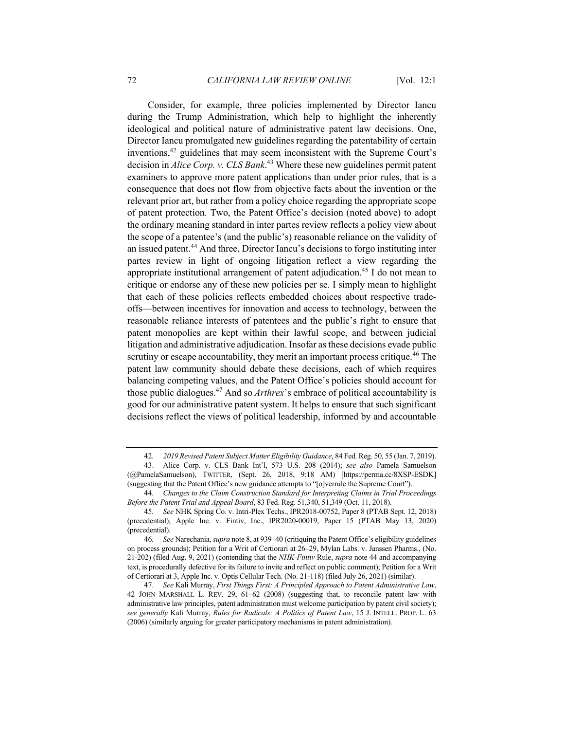Consider, for example, three policies implemented by Director Iancu during the Trump Administration, which help to highlight the inherently ideological and political nature of administrative patent law decisions. One, Director Iancu promulgated new guidelines regarding the patentability of certain inventions,[42] guidelines that may seem inconsistent with the Supreme Court's decision in *Alice Corp. v. CLS Bank*.[43] Where these new guidelines permit patent examiners to approve more patent applications than under prior rules, that is a consequence that does not flow from objective facts about the invention or the relevant prior art, but rather from a policy choice regarding the appropriate scope of patent protection. Two, the Patent Office's decision (noted above) to adopt the ordinary meaning standard in inter partes review reflects a policy view about the scope of a patentee's (and the public's) reasonable reliance on the validity of an issued patent.[44] And three, Director Iancu's decisions to forgo instituting inter partes review in light of ongoing litigation reflect a view regarding the appropriate institutional arrangement of patent adjudication.[45] I do not mean to critique or endorse any of these new policies per se. I simply mean to highlight that each of these policies reflects embedded choices about respective trade-offs—between incentives for innovation and access to technology, between the reasonable reliance interests of patentees and the public's right to ensure that patent monopolies are kept within their lawful scope, and between judicial litigation and administrative adjudication. Insofar as these decisions evade public scrutiny or escape accountability, they merit an important process critique.[46] The patent law community should debate these decisions, each of which requires balancing competing values, and the Patent Office's policies should account for those public dialogues.[47] And so *Arthrex*'s embrace of political accountability is good for our administrative patent system. It helps to ensure that such significant decisions reflect the views of political leadership, informed by and accountable

---

42. *2019 Revised Patent Subject Matter Eligibility Guidance*, 84 Fed. Reg. 50, 55 (Jan. 7, 2019).

43. Alice Corp. v. CLS Bank Int'l, 573 U.S. 208 (2014); *see also* Pamela Samuelson (@PamelaSamuelson), TWITTER, (Sept. 26, 2018, 9:18 AM) [https://perma.cc/8XSP-ESDK] (suggesting that the Patent Office's new guidance attempts to "[o]verrule the Supreme Court").

44. *Changes to the Claim Construction Standard for Interpreting Claims in Trial Proceedings Before the Patent Trial and Appeal Board*, 83 Fed. Reg. 51,340, 51,349 (Oct. 11, 2018).

45. *See* NHK Spring Co. v. Intri-Plex Techs., IPR2018-00752, Paper 8 (PTAB Sept. 12, 2018) (precedential); Apple Inc. v. Fintiv, Inc., IPR2020-00019, Paper 15 (PTAB May 13, 2020) (precedential).

46. *See* Narechania, *supra* note 8, at 939–40 (critiquing the Patent Office's eligibility guidelines on process grounds); Petition for a Writ of Certiorari at 26–29, Mylan Labs. v. Janssen Pharms., (No. 21-202) (filed Aug. 9, 2021) (contending that the *NHK-Fintiv* Rule, *supra* note 44 and accompanying text, is procedurally defective for its failure to invite and reflect on public comment); Petition for a Writ of Certiorari at 3, Apple Inc. v. Optis Cellular Tech. (No. 21-118) (filed July 26, 2021) (similar).

47. *See* Kali Murray, *First Things First: A Principled Approach to Patent Administrative Law*, 42 JOHN MARSHALL L. REV. 29, 61–62 (2008) (suggesting that, to reconcile patent law with administrative law principles, patent administration must welcome participation by patent civil society); *see generally* Kali Murray, *Rules for Radicals: A Politics of Patent Law*, 15 J. INTELL. PROP. L. 63 (2006) (similarly arguing for greater participatory mechanisms in patent administration).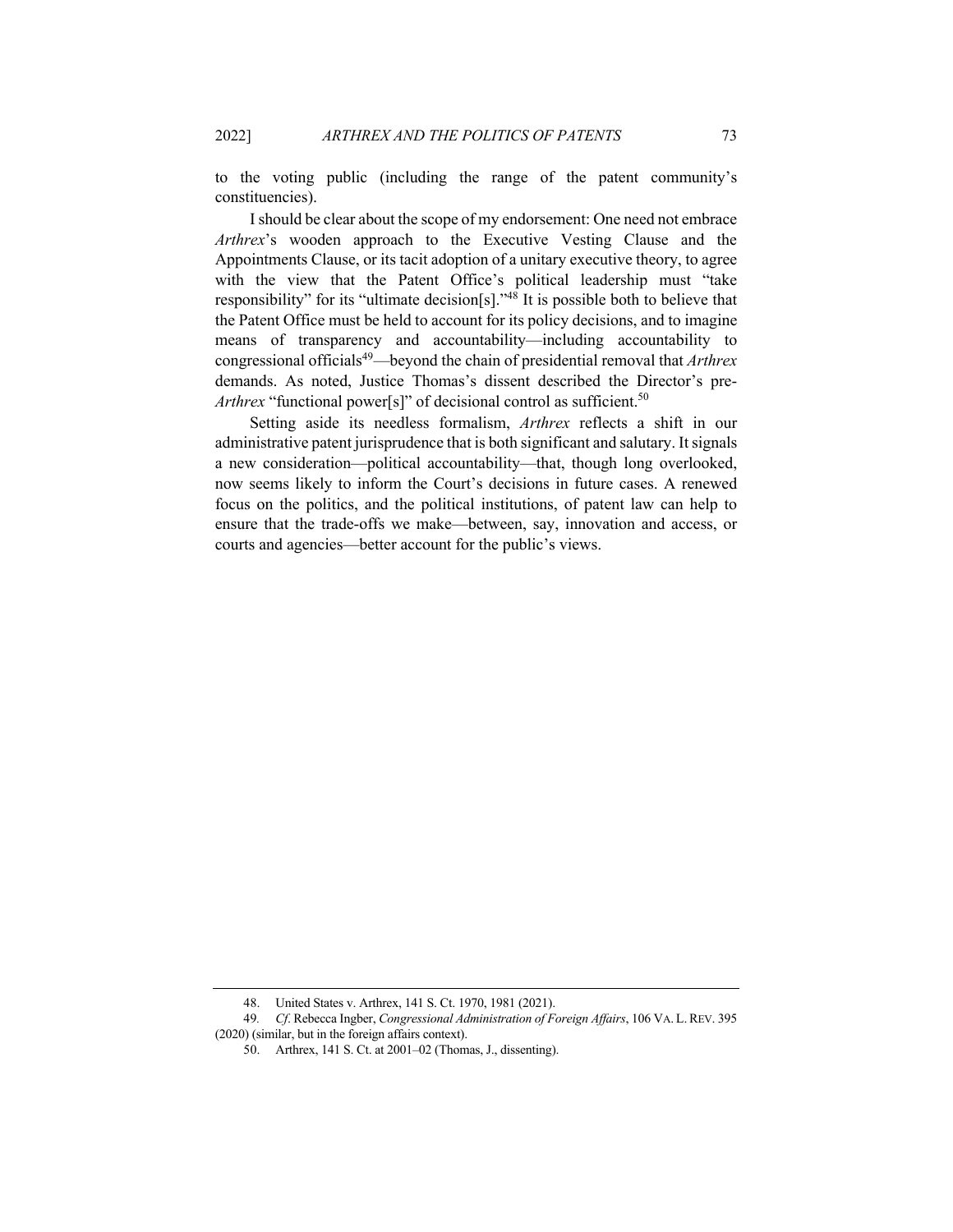to the voting public (including the range of the patent community's constituencies).

I should be clear about the scope of my endorsement: One need not embrace *Arthrex*'s wooden approach to the Executive Vesting Clause and the Appointments Clause, or its tacit adoption of a unitary executive theory, to agree with the view that the Patent Office's political leadership must "take responsibility" for its "ultimate decision[s]."[48] It is possible both to believe that the Patent Office must be held to account for its policy decisions, and to imagine means of transparency and accountability—including accountability to congressional officials[49]—beyond the chain of presidential removal that *Arthrex* demands. As noted, Justice Thomas's dissent described the Director's pre-*Arthrex* "functional power[s]" of decisional control as sufficient.[50]

Setting aside its needless formalism, *Arthrex* reflects a shift in our administrative patent jurisprudence that is both significant and salutary. It signals a new consideration—political accountability—that, though long overlooked, now seems likely to inform the Court's decisions in future cases. A renewed focus on the politics, and the political institutions, of patent law can help to ensure that the trade-offs we make—between, say, innovation and access, or courts and agencies—better account for the public's views.

---

48. United States v. Arthrex, 141 S. Ct. 1970, 1981 (2021).

49. *Cf*. Rebecca Ingber, *Congressional Administration of Foreign Affairs*, 106 VA. L. REV. 395 (2020) (similar, but in the foreign affairs context).

50. Arthrex, 141 S. Ct. at 2001–02 (Thomas, J., dissenting).